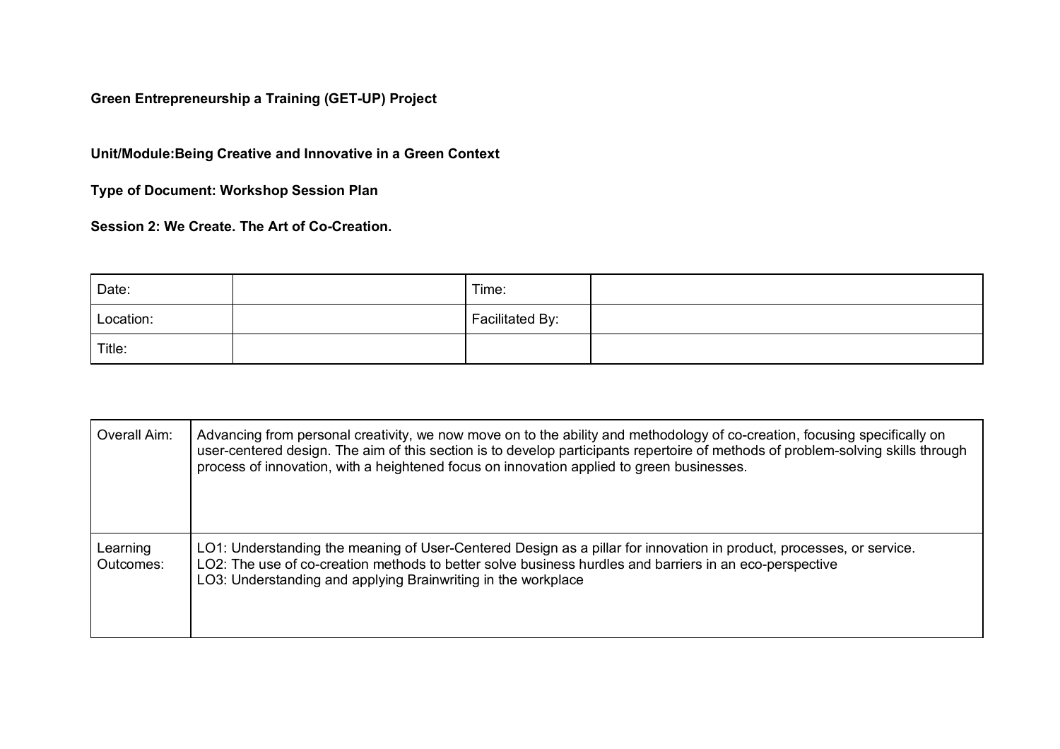**Green Entrepreneurship a Training (GET-UP) Project**

**Unit/Module:Being Creative and Innovative in a Green Context**

**Type of Document: Workshop Session Plan**

**Session 2: We Create. The Art of Co-Creation.**

| Date: | | Time: | |
|---|---|---|---|
| Location: | | Facilitated By: | |
| Title: | | | |

| Overall Aim: | Advancing from personal creativity, we now move on to the ability and methodology of co-creation, focusing specifically on user-centered design. The aim of this section is to develop participants repertoire of methods of problem-solving skills through process of innovation, with a heightened focus on innovation applied to green businesses. |
|---|---|
| Learning Outcomes: | LO1: Understanding the meaning of User-Centered Design as a pillar for innovation in product, processes, or service.<br>LO2: The use of co-creation methods to better solve business hurdles and barriers in an eco-perspective<br>LO3: Understanding and applying Brainwriting in the workplace |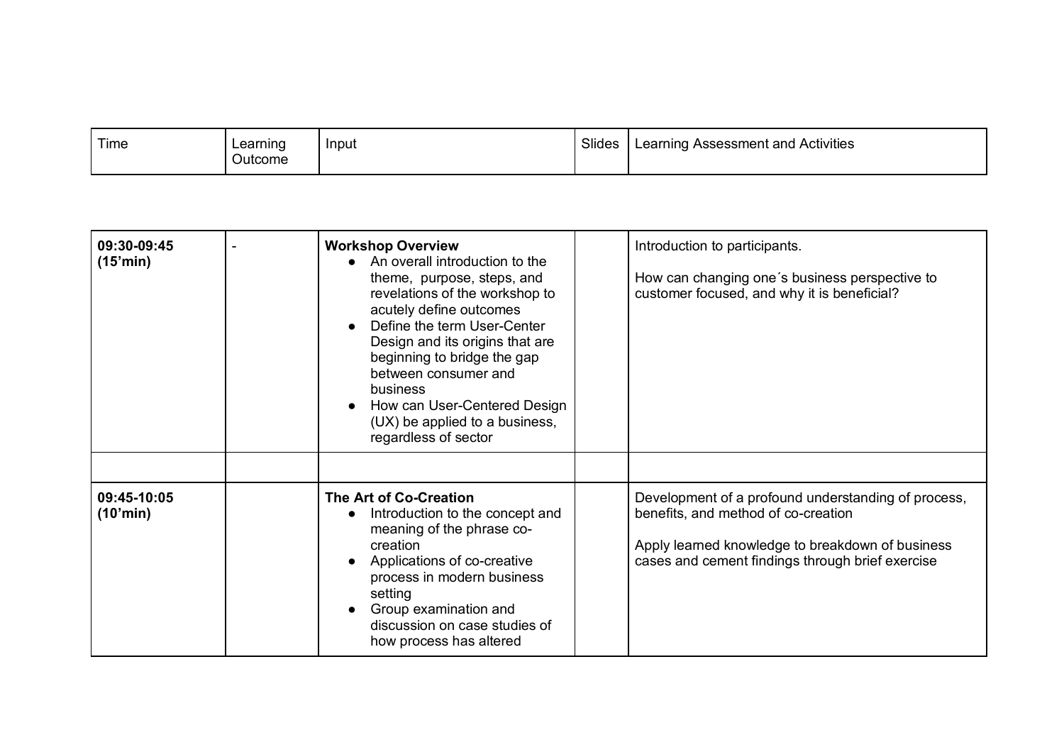| Time | Learning Outcome | Input | Slides | Learning Assessment and Activities |
|---|---|---|---|---|
| **09:30-09:45 (15'min)** | - | **Workshop Overview**<br>● An overall introduction to the theme, purpose, steps, and revelations of the workshop to acutely define outcomes<br>● Define the term User-Center Design and its origins that are beginning to bridge the gap between consumer and business<br>● How can User-Centered Design (UX) be applied to a business, regardless of sector | | Introduction to participants.<br><br>How can changing one´s business perspective to customer focused, and why it is beneficial? |
| | | | | |
| **09:45-10:05 (10'min)** | | **The Art of Co-Creation**<br>● Introduction to the concept and meaning of the phrase co-creation<br>● Applications of co-creative process in modern business setting<br>● Group examination and discussion on case studies of how process has altered | | Development of a profound understanding of process, benefits, and method of co-creation<br><br>Apply learned knowledge to breakdown of business cases and cement findings through brief exercise |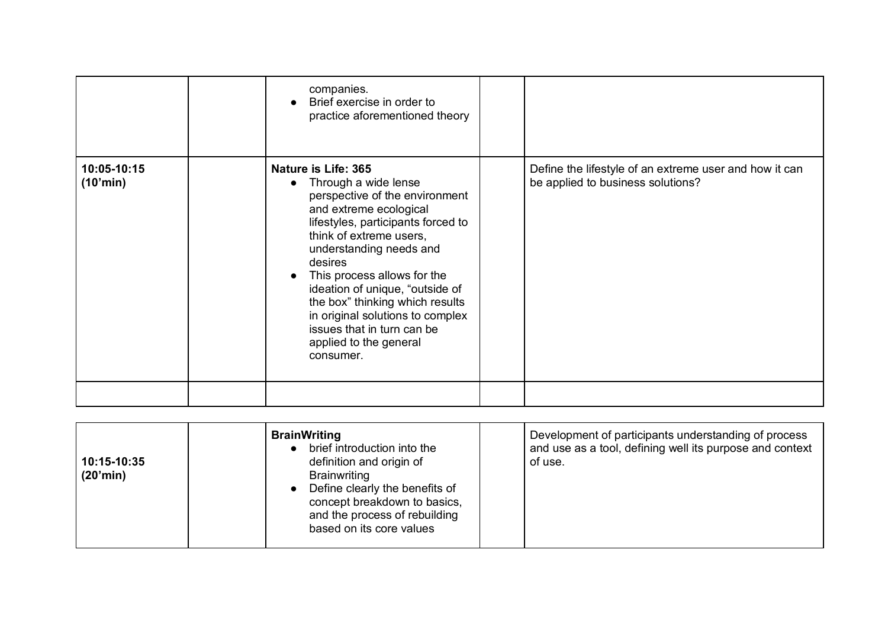| | | | | |
|---|---|---|---|---|
| | | companies.<br>● Brief exercise in order to practice aforementioned theory | | |
| **10:05-10:15 (10'min)** | | **Nature is Life: 365**<br>● Through a wide lense perspective of the environment and extreme ecological lifestyles, participants forced to think of extreme users, understanding needs and desires<br>● This process allows for the ideation of unique, "outside of the box" thinking which results in original solutions to complex issues that in turn can be applied to the general consumer. | | Define the lifestyle of an extreme user and how it can be applied to business solutions? |
| | | | | |

| | | | | |
|---|---|---|---|---|
| **10:15-10:35 (20'min)** | | **BrainWriting**<br>● brief introduction into the definition and origin of Brainwriting<br>● Define clearly the benefits of concept breakdown to basics, and the process of rebuilding based on its core values | | Development of participants understanding of process and use as a tool, defining well its purpose and context of use. |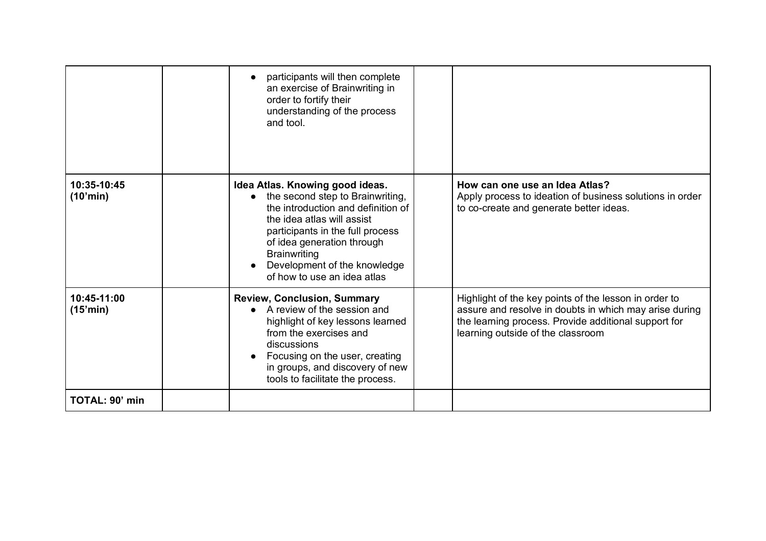| | | | | |
|---|---|---|---|---|
| | | • participants will then complete an exercise of Brainwriting in order to fortify their understanding of the process and tool. | | |
| **10:35-10:45 (10'min)** | | **Idea Atlas. Knowing good ideas.** <br> • the second step to Brainwriting, the introduction and definition of the idea atlas will assist participants in the full process of idea generation through Brainwriting <br> • Development of the knowledge of how to use an idea atlas | | **How can one use an Idea Atlas?** <br> Apply process to ideation of business solutions in order to co-create and generate better ideas. |
| **10:45-11:00 (15'min)** | | **Review, Conclusion, Summary** <br> • A review of the session and highlight of key lessons learned from the exercises and discussions <br> • Focusing on the user, creating in groups, and discovery of new tools to facilitate the process. | | Highlight of the key points of the lesson in order to assure and resolve in doubts in which may arise during the learning process. Provide additional support for learning outside of the classroom |
| **TOTAL: 90' min** | | | | |